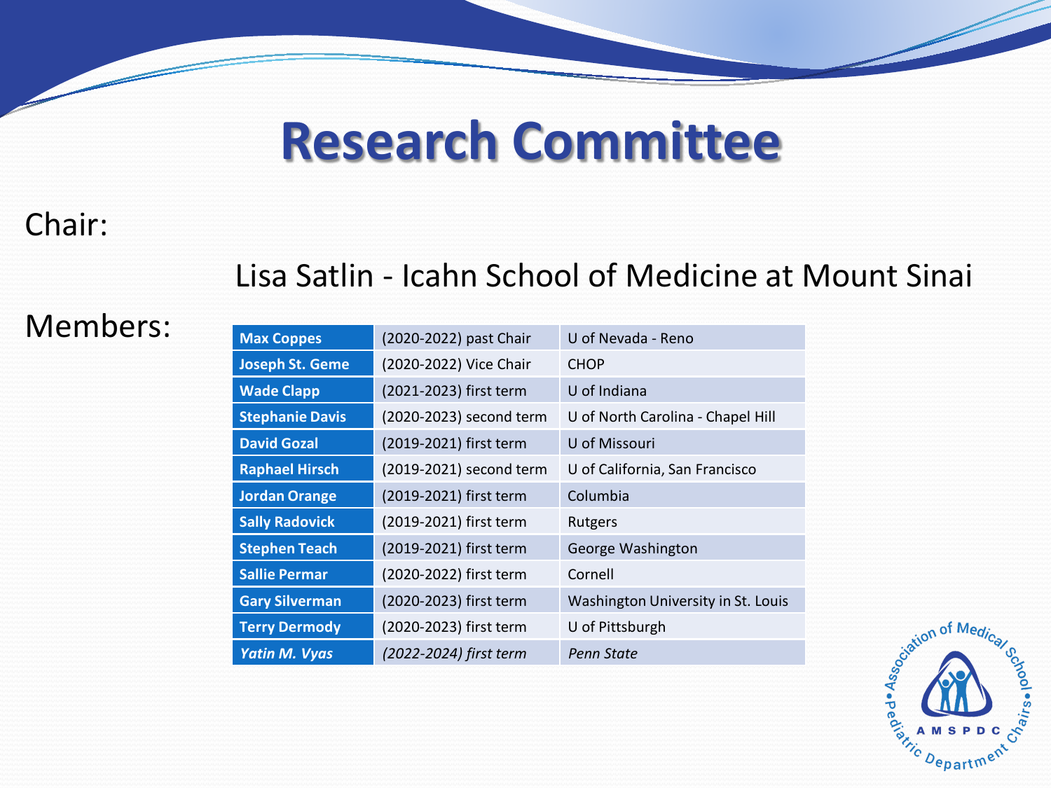# Research Committee

Chair:

Lisa Satlin - Icahn School of Medicine at Mount Sinai

Members:

| | | |
|---|---|---|
| **Max Coppes** | (2020-2022) past Chair | U of Nevada - Reno |
| **Joseph St. Geme** | (2020-2022) Vice Chair | CHOP |
| **Wade Clapp** | (2021-2023) first term | U of Indiana |
| **Stephanie Davis** | (2020-2023) second term | U of North Carolina - Chapel Hill |
| **David Gozal** | (2019-2021) first term | U of Missouri |
| **Raphael Hirsch** | (2019-2021) second term | U of California, San Francisco |
| **Jordan Orange** | (2019-2021) first term | Columbia |
| **Sally Radovick** | (2019-2021) first term | Rutgers |
| **Stephen Teach** | (2019-2021) first term | George Washington |
| **Sallie Permar** | (2020-2022) first term | Cornell |
| **Gary Silverman** | (2020-2023) first term | Washington University in St. Louis |
| **Terry Dermody** | (2020-2023) first term | U of Pittsburgh |
| ***Yatin M. Vyas*** | *(2022-2024) first term* | *Penn State* |

Association of Medical School Pediatric Department Chairs
AMSPDC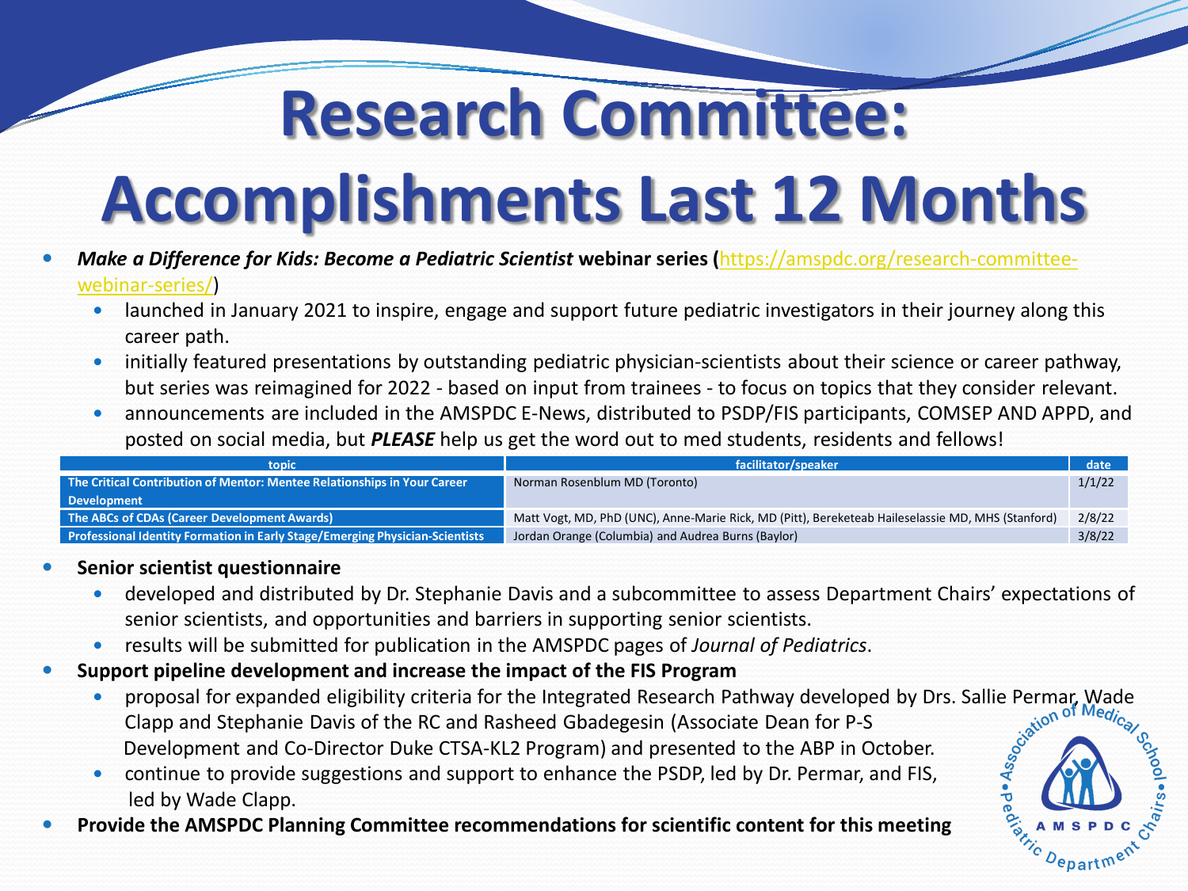# Research Committee: Accomplishments Last 12 Months

- ***Make a Difference for Kids: Become a Pediatric Scientist* webinar series (**https://amspdc.org/research-committee-webinar-series/**)**
  - launched in January 2021 to inspire, engage and support future pediatric investigators in their journey along this career path.
  - initially featured presentations by outstanding pediatric physician-scientists about their science or career pathway, but series was reimagined for 2022 - based on input from trainees - to focus on topics that they consider relevant.
  - announcements are included in the AMSPDC E-News, distributed to PSDP/FIS participants, COMSEP AND APPD, and posted on social media, but ***PLEASE*** help us get the word out to med students, residents and fellows!

| topic | facilitator/speaker | date |
|---|---|---|
| **The Critical Contribution of Mentor: Mentee Relationships in Your Career Development** | Norman Rosenblum MD (Toronto) | 1/1/22 |
| **The ABCs of CDAs (Career Development Awards)** | Matt Vogt, MD, PhD (UNC), Anne-Marie Rick, MD (Pitt), Bereketeab Haileselassie MD, MHS (Stanford) | 2/8/22 |
| **Professional Identity Formation in Early Stage/Emerging Physician-Scientists** | Jordan Orange (Columbia) and Audrea Burns (Baylor) | 3/8/22 |

- **Senior scientist questionnaire**
  - developed and distributed by Dr. Stephanie Davis and a subcommittee to assess Department Chairs' expectations of senior scientists, and opportunities and barriers in supporting senior scientists.
  - results will be submitted for publication in the AMSPDC pages of *Journal of Pediatrics*.
- **Support pipeline development and increase the impact of the FIS Program**
  - proposal for expanded eligibility criteria for the Integrated Research Pathway developed by Drs. Sallie Permar, Wade Clapp and Stephanie Davis of the RC and Rasheed Gbadegesin (Associate Dean for P-S Development and Co-Director Duke CTSA-KL2 Program) and presented to the ABP in October.
  - continue to provide suggestions and support to enhance the PSDP, led by Dr. Permar, and FIS, led by Wade Clapp.
- **Provide the AMSPDC Planning Committee recommendations for scientific content for this meeting**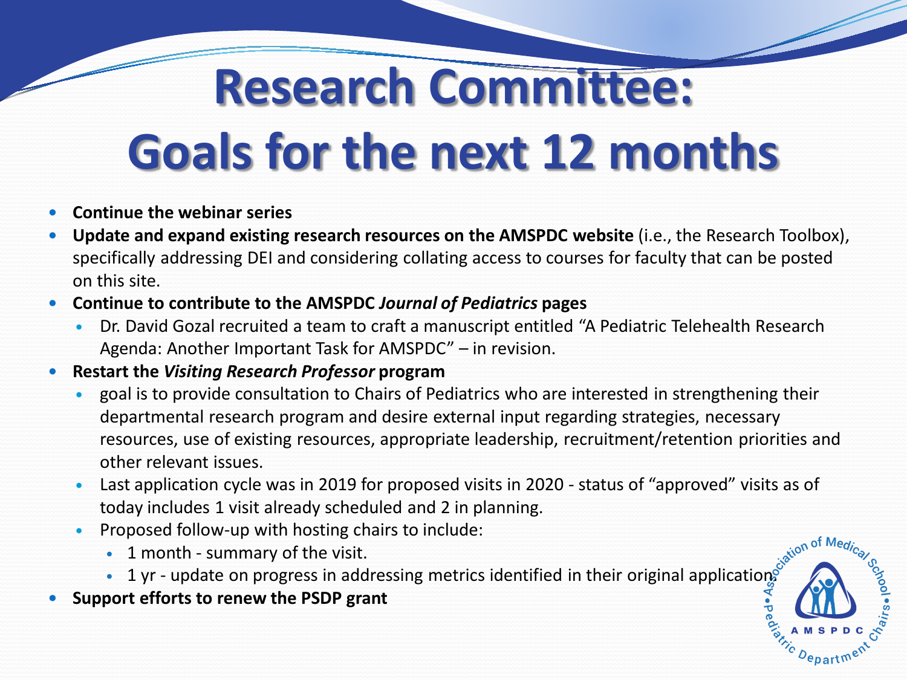# Research Committee: Goals for the next 12 months

- **Continue the webinar series**
- **Update and expand existing research resources on the AMSPDC website** (i.e., the Research Toolbox), specifically addressing DEI and considering collating access to courses for faculty that can be posted on this site.
- **Continue to contribute to the AMSPDC *Journal of Pediatrics* pages**
  - Dr. David Gozal recruited a team to craft a manuscript entitled "A Pediatric Telehealth Research Agenda: Another Important Task for AMSPDC" – in revision.
- **Restart the *Visiting Research Professor* program**
  - goal is to provide consultation to Chairs of Pediatrics who are interested in strengthening their departmental research program and desire external input regarding strategies, necessary resources, use of existing resources, appropriate leadership, recruitment/retention priorities and other relevant issues.
  - Last application cycle was in 2019 for proposed visits in 2020 - status of "approved" visits as of today includes 1 visit already scheduled and 2 in planning.
  - Proposed follow-up with hosting chairs to include:
    - 1 month - summary of the visit.
    - 1 yr - update on progress in addressing metrics identified in their original application.
- **Support efforts to renew the PSDP grant**